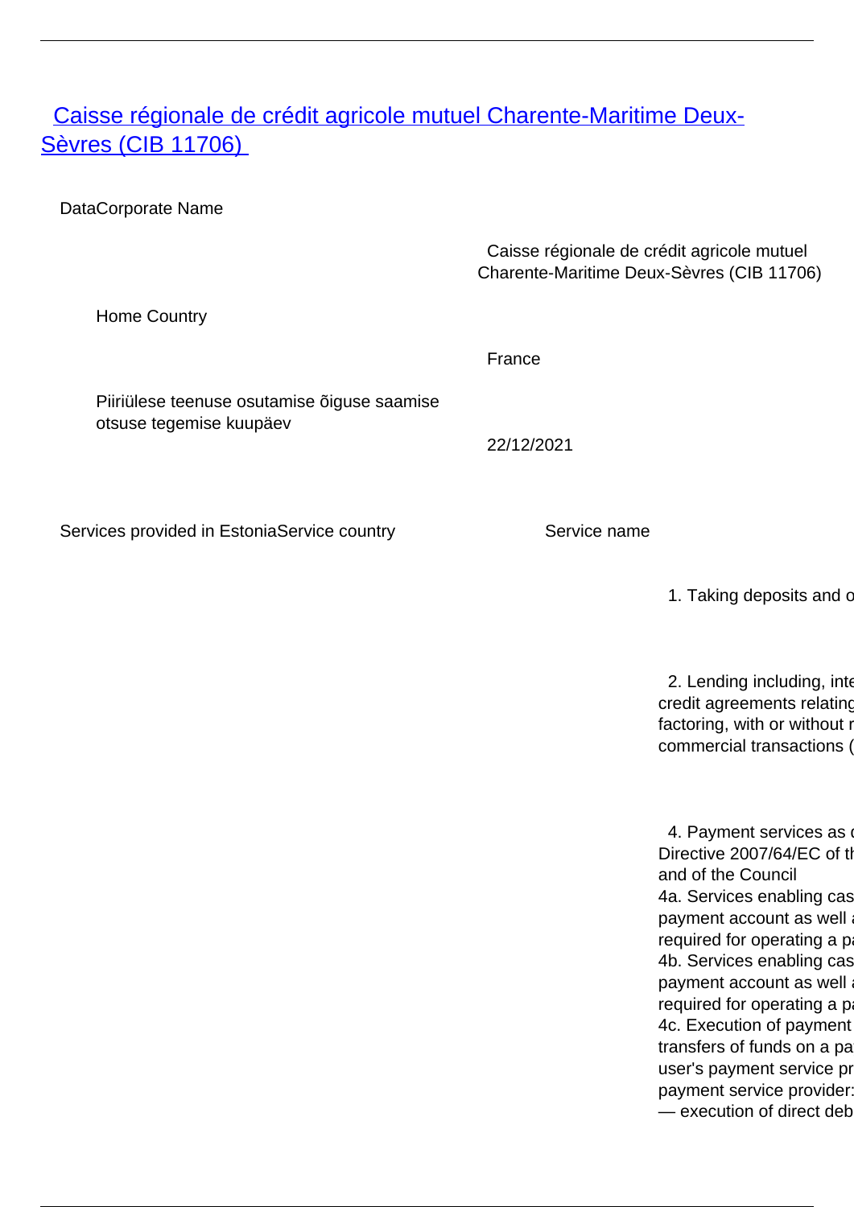# [Caisse régionale de crédit agricole mutuel Charente-Maritime Deux-Sèvres (CIB 11706)]()

DataCorporate Name

| | |
|---|---|
| | Caisse régionale de crédit agricole mutuel Charente-Maritime Deux-Sèvres (CIB 11706) |
| Home Country | France |
| Piiriülese teenuse osutamise õiguse saamise otsuse tegemise kuupäev | 22/12/2021 |

Services provided in EstoniaService country

| Service country | Service name |
|---|---|
| | 1. Taking deposits and o |
| | 2. Lending including, inte credit agreements relating factoring, with or without r commercial transactions ( |
| | 4. Payment services as d Directive 2007/64/EC of th and of the Council<br>4a. Services enabling cas payment account as well a required for operating a pa<br>4b. Services enabling cas payment account as well a required for operating a pa<br>4c. Execution of payment transfers of funds on a pa user's payment service pr payment service provider:<br>— execution of direct deb |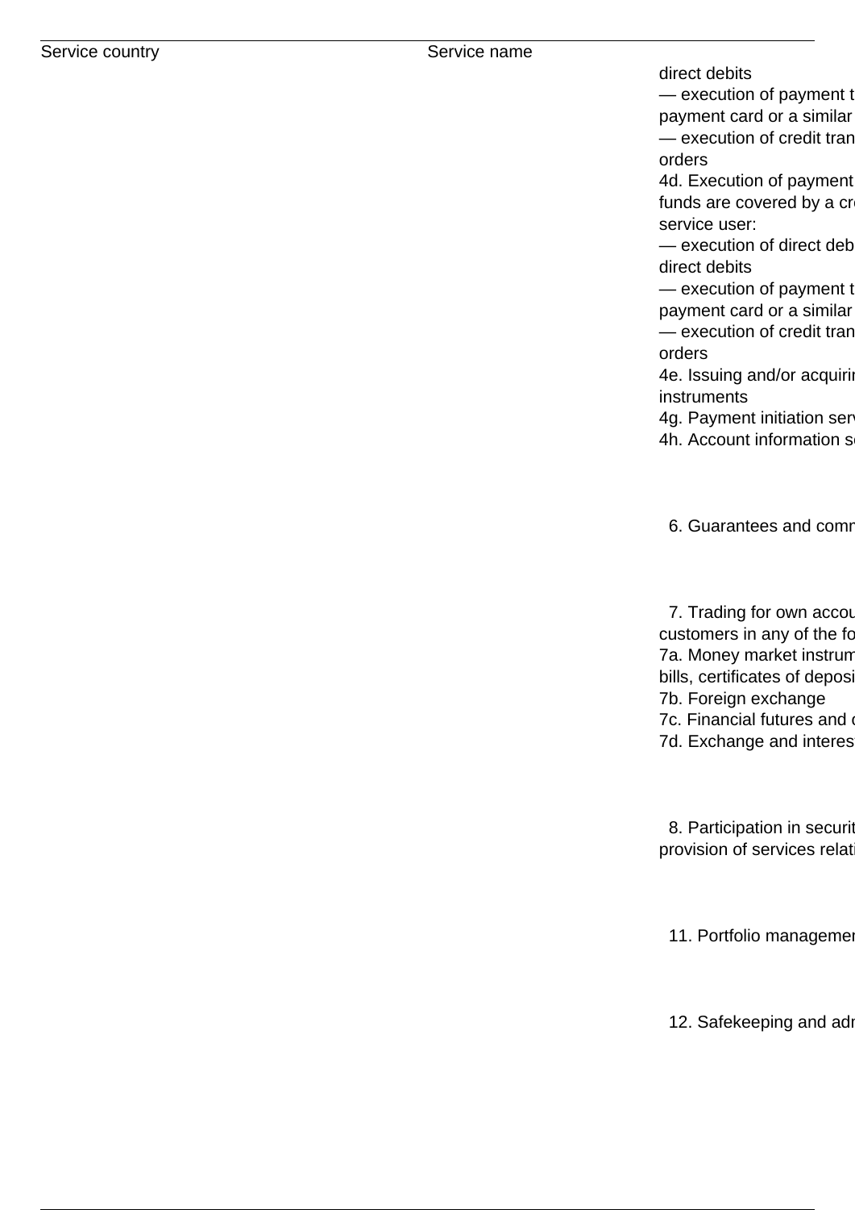| Service country | Service name | |
|---|---|---|
| | | direct debits<br>— execution of payment t<br>payment card or a similar<br>— execution of credit tran<br>orders<br>4d. Execution of payment<br>funds are covered by a cr<br>service user:<br>— execution of direct deb<br>direct debits<br>— execution of payment t<br>payment card or a similar<br>— execution of credit tran<br>orders<br>4e. Issuing and/or acquirin<br>instruments<br>4g. Payment initiation serv<br>4h. Account information s |
| | | 6. Guarantees and comm |
| | | 7. Trading for own accou<br>customers in any of the fo<br>7a. Money market instrum<br>bills, certificates of deposi<br>7b. Foreign exchange<br>7c. Financial futures and o<br>7d. Exchange and interest |
| | | 8. Participation in securit<br>provision of services relati |
| | | 11. Portfolio managemen |
| | | 12. Safekeeping and adm |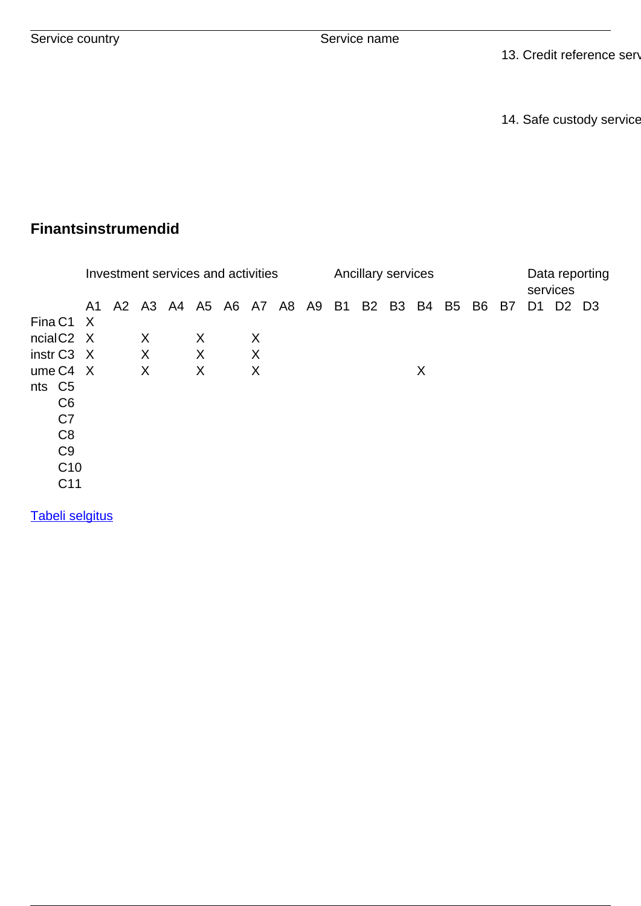| Service country | Service name | |
|---|---|---|
| | | 13. Credit reference serv |
| | | 14. Safe custody service |

## Finantsinstrumendid

| | | Investment services and activities | | | | | | | | | Ancillary services | | | | | | | Data reporting services | | |
|---|---|---|---|---|---|---|---|---|---|---|---|---|---|---|---|---|---|---|---|---|
| | | A1 | A2 | A3 | A4 | A5 | A6 | A7 | A8 | A9 | B1 | B2 | B3 | B4 | B5 | B6 | B7 | D1 | D2 | D3 |
| Financial instruments | C1 | X | | | | | | | | | | | | | | | | | | |
| | C2 | X | | X | | X | | X | | | | | | | | | | | | |
| | C3 | X | | X | | X | | X | | | | | | | | | | | | |
| | C4 | X | | X | | X | | X | | | | | | X | | | | | | |
| | C5 | | | | | | | | | | | | | | | | | | | |
| | C6 | | | | | | | | | | | | | | | | | | | |
| | C7 | | | | | | | | | | | | | | | | | | | |
| | C8 | | | | | | | | | | | | | | | | | | | |
| | C9 | | | | | | | | | | | | | | | | | | | |
| | C10 | | | | | | | | | | | | | | | | | | | |
| | C11 | | | | | | | | | | | | | | | | | | | |

Tabeli selgitus